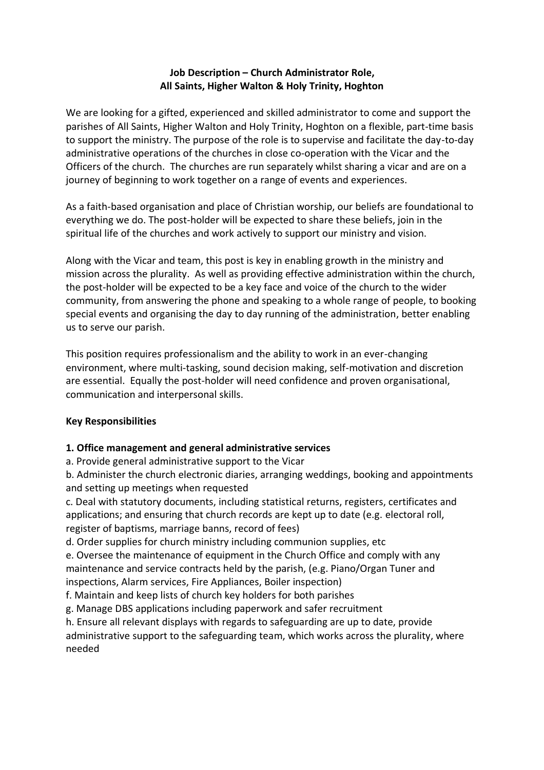# Job Description – Church Administrator Role, All Saints, Higher Walton & Holy Trinity, Hoghton

We are looking for a gifted, experienced and skilled administrator to come and support the parishes of All Saints, Higher Walton and Holy Trinity, Hoghton on a flexible, part-time basis to support the ministry. The purpose of the role is to supervise and facilitate the day-to-day administrative operations of the churches in close co-operation with the Vicar and the Officers of the church. The churches are run separately whilst sharing a vicar and are on a journey of beginning to work together on a range of events and experiences.

As a faith-based organisation and place of Christian worship, our beliefs are foundational to everything we do. The post-holder will be expected to share these beliefs, join in the spiritual life of the churches and work actively to support our ministry and vision.

Along with the Vicar and team, this post is key in enabling growth in the ministry and mission across the plurality. As well as providing effective administration within the church, the post-holder will be expected to be a key face and voice of the church to the wider community, from answering the phone and speaking to a whole range of people, to booking special events and organising the day to day running of the administration, better enabling us to serve our parish.

This position requires professionalism and the ability to work in an ever-changing environment, where multi-tasking, sound decision making, self-motivation and discretion are essential. Equally the post-holder will need confidence and proven organisational, communication and interpersonal skills.

## Key Responsibilities

### 1. Office management and general administrative services

a. Provide general administrative support to the Vicar

b. Administer the church electronic diaries, arranging weddings, booking and appointments and setting up meetings when requested

c. Deal with statutory documents, including statistical returns, registers, certificates and applications; and ensuring that church records are kept up to date (e.g. electoral roll, register of baptisms, marriage banns, record of fees)

d. Order supplies for church ministry including communion supplies, etc

e. Oversee the maintenance of equipment in the Church Office and comply with any maintenance and service contracts held by the parish, (e.g. Piano/Organ Tuner and inspections, Alarm services, Fire Appliances, Boiler inspection)

f. Maintain and keep lists of church key holders for both parishes

g. Manage DBS applications including paperwork and safer recruitment

h. Ensure all relevant displays with regards to safeguarding are up to date, provide administrative support to the safeguarding team, which works across the plurality, where needed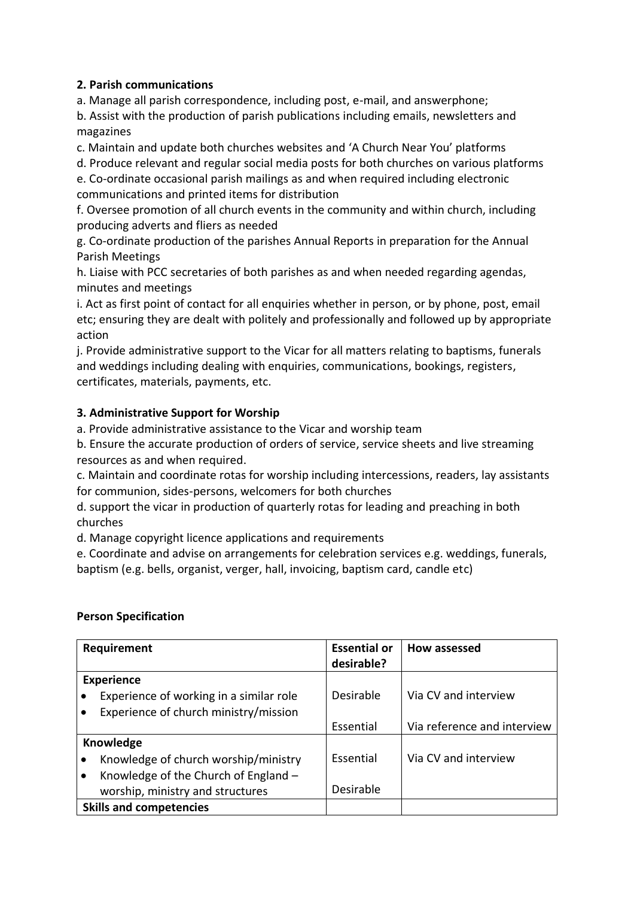**2. Parish communications**

a. Manage all parish correspondence, including post, e-mail, and answerphone;

b. Assist with the production of parish publications including emails, newsletters and magazines

c. Maintain and update both churches websites and 'A Church Near You' platforms

d. Produce relevant and regular social media posts for both churches on various platforms

e. Co-ordinate occasional parish mailings as and when required including electronic communications and printed items for distribution

f. Oversee promotion of all church events in the community and within church, including producing adverts and fliers as needed

g. Co-ordinate production of the parishes Annual Reports in preparation for the Annual Parish Meetings

h. Liaise with PCC secretaries of both parishes as and when needed regarding agendas, minutes and meetings

i. Act as first point of contact for all enquiries whether in person, or by phone, post, email etc; ensuring they are dealt with politely and professionally and followed up by appropriate action

j. Provide administrative support to the Vicar for all matters relating to baptisms, funerals and weddings including dealing with enquiries, communications, bookings, registers, certificates, materials, payments, etc.

**3. Administrative Support for Worship**

a. Provide administrative assistance to the Vicar and worship team

b. Ensure the accurate production of orders of service, service sheets and live streaming resources as and when required.

c. Maintain and coordinate rotas for worship including intercessions, readers, lay assistants for communion, sides-persons, welcomers for both churches

d. support the vicar in production of quarterly rotas for leading and preaching in both churches

d. Manage copyright licence applications and requirements

e. Coordinate and advise on arrangements for celebration services e.g. weddings, funerals, baptism (e.g. bells, organist, verger, hall, invoicing, baptism card, candle etc)

**Person Specification**

| Requirement | Essential or desirable? | How assessed |
| --- | --- | --- |
| **Experience** | | |
| • Experience of working in a similar role | Desirable | Via CV and interview |
| • Experience of church ministry/mission | Essential | Via reference and interview |
| **Knowledge** | | |
| • Knowledge of church worship/ministry | Essential | Via CV and interview |
| • Knowledge of the Church of England – worship, ministry and structures | Desirable | |
| **Skills and competencies** | | |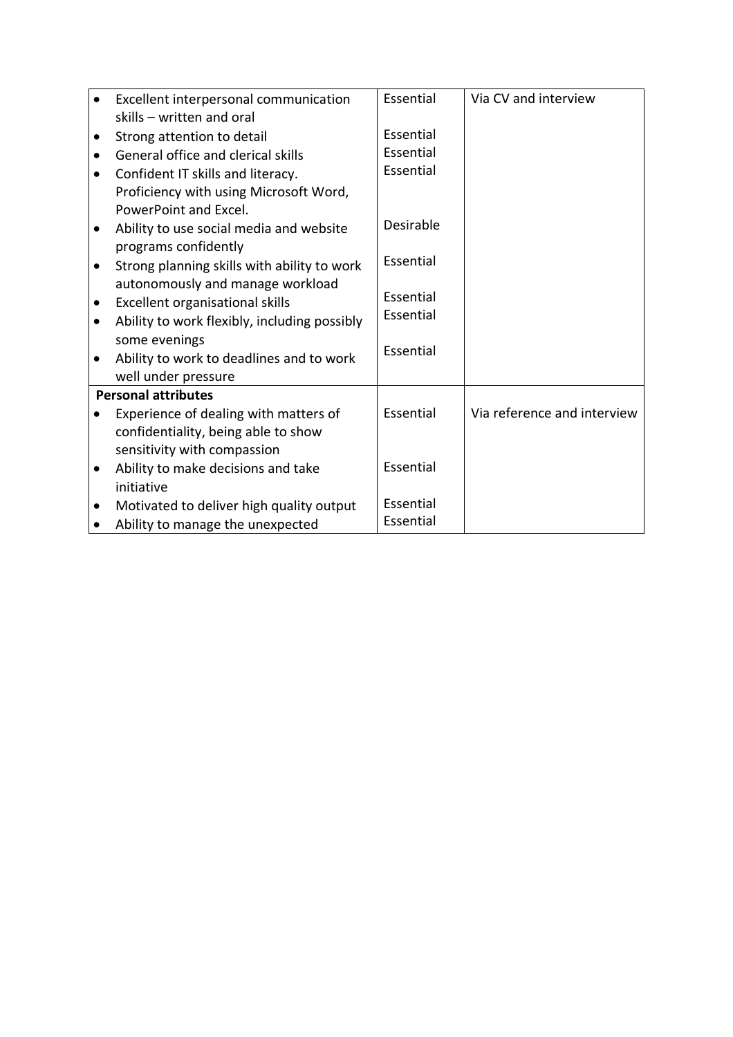| | | |
|---|---|---|
| • Excellent interpersonal communication skills – written and oral<br>• Strong attention to detail<br>• General office and clerical skills<br>• Confident IT skills and literacy. Proficiency with using Microsoft Word, PowerPoint and Excel.<br>• Ability to use social media and website programs confidently<br>• Strong planning skills with ability to work autonomously and manage workload<br>• Excellent organisational skills<br>• Ability to work flexibly, including possibly some evenings<br>• Ability to work to deadlines and to work well under pressure | Essential<br>Essential<br>Essential<br>Essential<br>Desirable<br>Essential<br>Essential<br>Essential<br>Essential | Via CV and interview |
| **Personal attributes**<br>• Experience of dealing with matters of confidentiality, being able to show sensitivity with compassion<br>• Ability to make decisions and take initiative<br>• Motivated to deliver high quality output<br>• Ability to manage the unexpected | Essential<br>Essential<br>Essential<br>Essential | Via reference and interview |